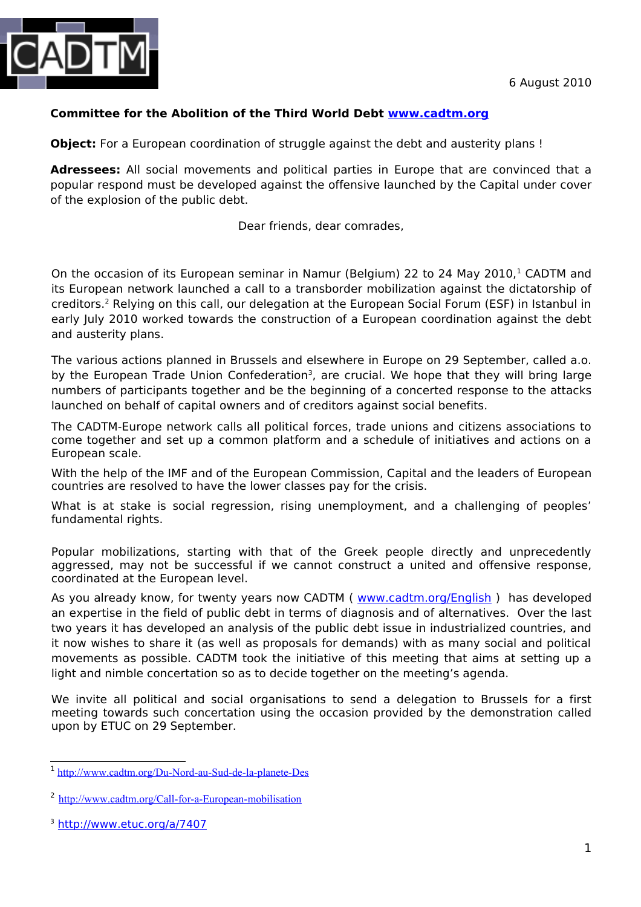6 August 2010

**Committee for the Abolition of the Third World Debt [www.cadtm.org](http://www.cadtm.org)**

**Object:** For a European coordination of struggle against the debt and austerity plans !

**Adressees:** All social movements and political parties in Europe that are convinced that a popular respond must be developed against the offensive launched by the Capital under cover of the explosion of the public debt.

Dear friends, dear comrades,

On the occasion of its European seminar in Namur (Belgium) 22 to 24 May 2010,[1] CADTM and its European network launched a call to a transborder mobilization against the dictatorship of creditors.[2] Relying on this call, our delegation at the European Social Forum (ESF) in Istanbul in early July 2010 worked towards the construction of a European coordination against the debt and austerity plans.

The various actions planned in Brussels and elsewhere in Europe on 29 September, called a.o. by the European Trade Union Confederation[3], are crucial. We hope that they will bring large numbers of participants together and be the beginning of a concerted response to the attacks launched on behalf of capital owners and of creditors against social benefits.

The CADTM-Europe network calls all political forces, trade unions and citizens associations to come together and set up a common platform and a schedule of initiatives and actions on a European scale.

With the help of the IMF and of the European Commission, Capital and the leaders of European countries are resolved to have the lower classes pay for the crisis.

What is at stake is social regression, rising unemployment, and a challenging of peoples' fundamental rights.

Popular mobilizations, starting with that of the Greek people directly and unprecedently aggressed, may not be successful if we cannot construct a united and offensive response, coordinated at the European level.

As you already know, for twenty years now CADTM ( [www.cadtm.org/English](http://www.cadtm.org/English) ) has developed an expertise in the field of public debt in terms of diagnosis and of alternatives. Over the last two years it has developed an analysis of the public debt issue in industrialized countries, and it now wishes to share it (as well as proposals for demands) with as many social and political movements as possible. CADTM took the initiative of this meeting that aims at setting up a light and nimble concertation so as to decide together on the meeting's agenda.

We invite all political and social organisations to send a delegation to Brussels for a first meeting towards such concertation using the occasion provided by the demonstration called upon by ETUC on 29 September.

---

[1] http://www.cadtm.org/Du-Nord-au-Sud-de-la-planete-Des

[2] http://www.cadtm.org/Call-for-a-European-mobilisation

[3] http://www.etuc.org/a/7407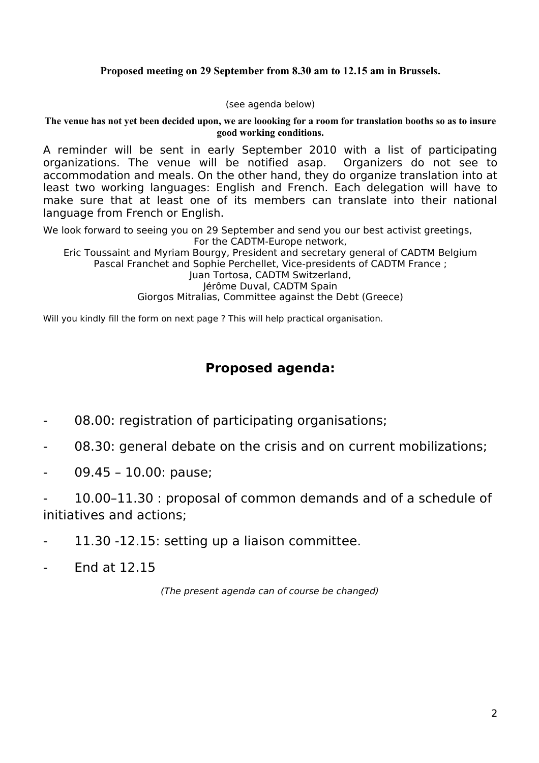**Proposed meeting on 29 September from 8.30 am to 12.15 am in Brussels.**

(see agenda below)

**The venue has not yet been decided upon, we are loooking for a room for translation booths so as to insure good working conditions.**

A reminder will be sent in early September 2010 with a list of participating organizations. The venue will be notified asap. Organizers do not see to accommodation and meals. On the other hand, they do organize translation into at least two working languages: English and French. Each delegation will have to make sure that at least one of its members can translate into their national language from French or English.

We look forward to seeing you on 29 September and send you our best activist greetings,

For the CADTM-Europe network,
Eric Toussaint and Myriam Bourgy, President and secretary general of CADTM Belgium
Pascal Franchet and Sophie Perchellet, Vice-presidents of CADTM France ;
Juan Tortosa, CADTM Switzerland,
Jérôme Duval, CADTM Spain
Giorgos Mitralias, Committee against the Debt (Greece)

Will you kindly fill the form on next page ? This will help practical organisation.

## Proposed agenda:

- 08.00: registration of participating organisations;
- 08.30: general debate on the crisis and on current mobilizations;
- 09.45 – 10.00: pause;
- 10.00–11.30 : proposal of common demands and of a schedule of initiatives and actions;
- 11.30 -12.15: setting up a liaison committee.
- End at 12.15

*(The present agenda can of course be changed)*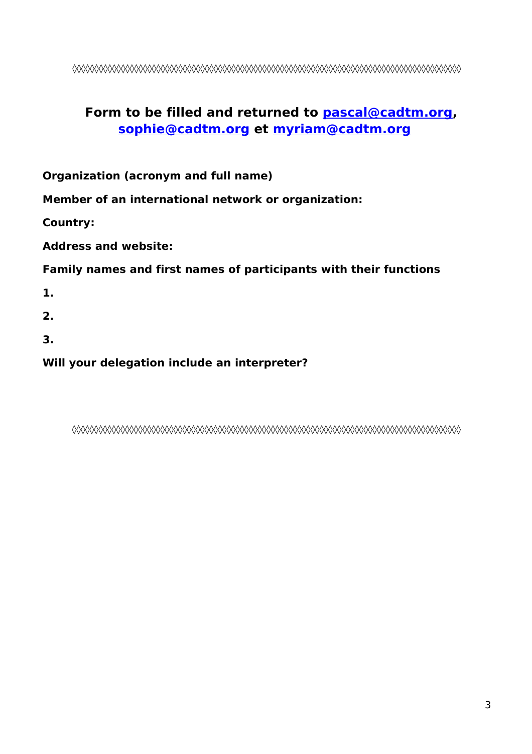**Form to be filled and returned to pascal@cadtm.org, sophie@cadtm.org et myriam@cadtm.org**

**Organization (acronym and full name)**

**Member of an international network or organization:**

**Country:**

**Address and website:**

**Family names and first names of participants with their functions**

**1.**

**2.**

**3.**

**Will your delegation include an interpreter?**